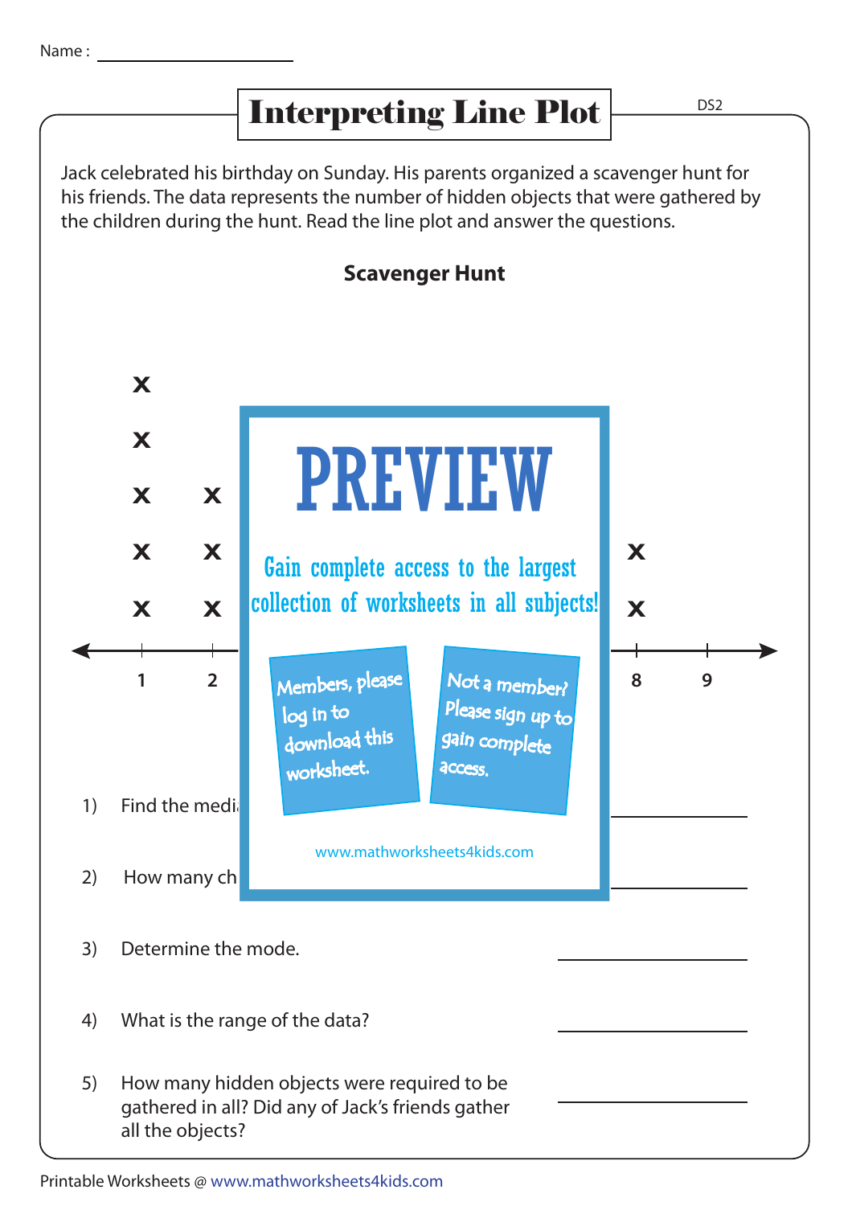Name : ____________________

# Interpreting Line Plot

Jack celebrated his birthday on Sunday. His parents organized a scavenger hunt for his friends. The data represents the number of hidden objects that were gathered by the children during the hunt. Read the line plot and answer the questions.

**Scavenger Hunt**

| 1 | 2 | 8 | 9 |
|---|---|---|---|
| x | | | |
| x | | | |
| x | x | | |
| x | x | x | |
| x | x | x | |

PREVIEW

Gain complete access to the largest collection of worksheets in all subjects!

Members, please log in to download this worksheet.

Not a member? Please sign up to gain complete access.

www.mathworksheets4kids.com

1) Find the medi ____________________

2) How many ch ____________________

3) Determine the mode. ____________________

4) What is the range of the data? ____________________

5) How many hidden objects were required to be gathered in all? Did any of Jack's friends gather all the objects? ____________________

Printable Worksheets @ www.mathworksheets4kids.com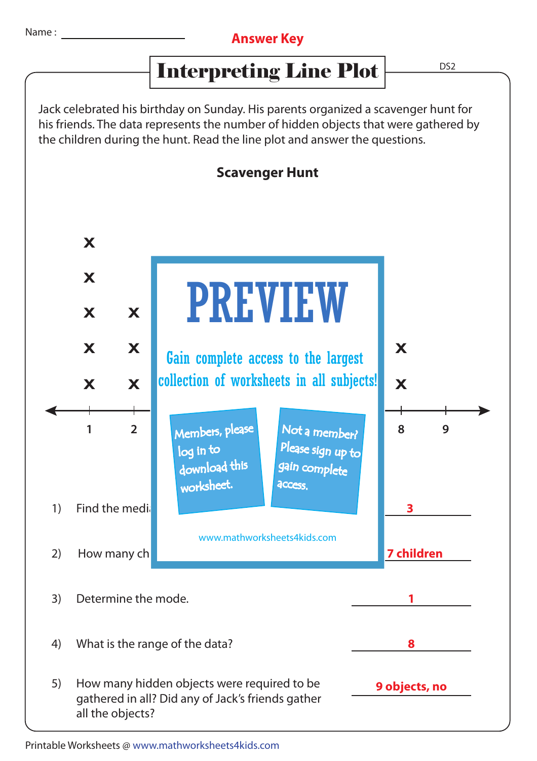Name : ____________________

**Answer Key**

# Interpreting Line Plot

DS2

Jack celebrated his birthday on Sunday. His parents organized a scavenger hunt for his friends. The data represents the number of hidden objects that were gathered by the children during the hunt. Read the line plot and answer the questions.

**Scavenger Hunt**

x x x x x x x x x x x x

1 2 8 9

PREVIEW

Gain complete access to the largest collection of worksheets in all subjects!

Members, please log in to download this worksheet.

Not a member? Please sign up to gain complete access.

www.mathworksheets4kids.com

1) Find the medi **3**

2) How many ch **7 children**

3) Determine the mode. **1**

4) What is the range of the data? **8**

5) How many hidden objects were required to be gathered in all? Did any of Jack's friends gather all the objects? **9 objects, no**

Printable Worksheets @ www.mathworksheets4kids.com